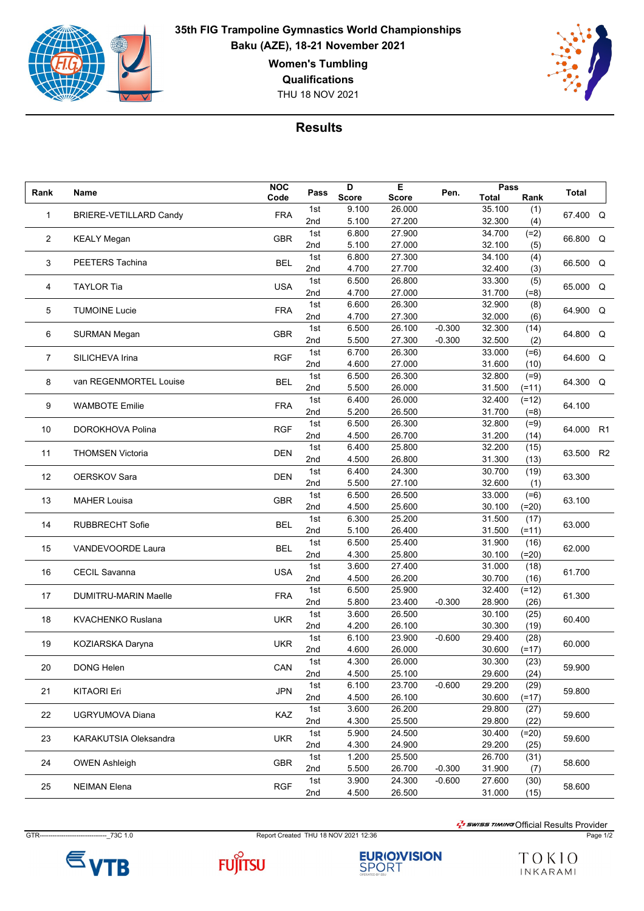# 35th FIG Trampoline Gymnastics World Championships

**Baku (AZE), 18-21 November 2021**

**Women's Tumbling**

**Qualifications**

THU 18 NOV 2021

## Results

| Rank | Name | NOC Code | Pass | D Score | E Score | Pen. | Pass Total | Pass Rank | Total | |
|---|---|---|---|---|---|---|---|---|---|---|
| 1 | BRIERE-VETILLARD Candy | FRA | 1st | 9.100 | 26.000 | | 35.100 | (1) | 67.400 | Q |
| | | | 2nd | 5.100 | 27.200 | | 32.300 | (4) | | |
| 2 | KEALY Megan | GBR | 1st | 6.800 | 27.900 | | 34.700 | (=2) | 66.800 | Q |
| | | | 2nd | 5.100 | 27.000 | | 32.100 | (5) | | |
| 3 | PEETERS Tachina | BEL | 1st | 6.800 | 27.300 | | 34.100 | (4) | 66.500 | Q |
| | | | 2nd | 4.700 | 27.700 | | 32.400 | (3) | | |
| 4 | TAYLOR Tia | USA | 1st | 6.500 | 26.800 | | 33.300 | (5) | 65.000 | Q |
| | | | 2nd | 4.700 | 27.000 | | 31.700 | (=8) | | |
| 5 | TUMOINE Lucie | FRA | 1st | 6.600 | 26.300 | | 32.900 | (8) | 64.900 | Q |
| | | | 2nd | 4.700 | 27.300 | | 32.000 | (6) | | |
| 6 | SURMAN Megan | GBR | 1st | 6.500 | 26.100 | -0.300 | 32.300 | (14) | 64.800 | Q |
| | | | 2nd | 5.500 | 27.300 | -0.300 | 32.500 | (2) | | |
| 7 | SILICHEVA Irina | RGF | 1st | 6.700 | 26.300 | | 33.000 | (=6) | 64.600 | Q |
| | | | 2nd | 4.600 | 27.000 | | 31.600 | (10) | | |
| 8 | van REGENMORTEL Louise | BEL | 1st | 6.500 | 26.300 | | 32.800 | (=9) | 64.300 | Q |
| | | | 2nd | 5.500 | 26.000 | | 31.500 | (=11) | | |
| 9 | WAMBOTE Emilie | FRA | 1st | 6.400 | 26.000 | | 32.400 | (=12) | 64.100 | |
| | | | 2nd | 5.200 | 26.500 | | 31.700 | (=8) | | |
| 10 | DOROKHOVA Polina | RGF | 1st | 6.500 | 26.300 | | 32.800 | (=9) | 64.000 | R1 |
| | | | 2nd | 4.500 | 26.700 | | 31.200 | (14) | | |
| 11 | THOMSEN Victoria | DEN | 1st | 6.400 | 25.800 | | 32.200 | (15) | 63.500 | R2 |
| | | | 2nd | 4.500 | 26.800 | | 31.300 | (13) | | |
| 12 | OERSKOV Sara | DEN | 1st | 6.400 | 24.300 | | 30.700 | (19) | 63.300 | |
| | | | 2nd | 5.500 | 27.100 | | 32.600 | (1) | | |
| 13 | MAHER Louisa | GBR | 1st | 6.500 | 26.500 | | 33.000 | (=6) | 63.100 | |
| | | | 2nd | 4.500 | 25.600 | | 30.100 | (=20) | | |
| 14 | RUBBRECHT Sofie | BEL | 1st | 6.300 | 25.200 | | 31.500 | (17) | 63.000 | |
| | | | 2nd | 5.100 | 26.400 | | 31.500 | (=11) | | |
| 15 | VANDEVOORDE Laura | BEL | 1st | 6.500 | 25.400 | | 31.900 | (16) | 62.000 | |
| | | | 2nd | 4.300 | 25.800 | | 30.100 | (=20) | | |
| 16 | CECIL Savanna | USA | 1st | 3.600 | 27.400 | | 31.000 | (18) | 61.700 | |
| | | | 2nd | 4.500 | 26.200 | | 30.700 | (16) | | |
| 17 | DUMITRU-MARIN Maelle | FRA | 1st | 6.500 | 25.900 | | 32.400 | (=12) | 61.300 | |
| | | | 2nd | 5.800 | 23.400 | -0.300 | 28.900 | (26) | | |
| 18 | KVACHENKO Ruslana | UKR | 1st | 3.600 | 26.500 | | 30.100 | (25) | 60.400 | |
| | | | 2nd | 4.200 | 26.100 | | 30.300 | (19) | | |
| 19 | KOZIARSKA Daryna | UKR | 1st | 6.100 | 23.900 | -0.600 | 29.400 | (28) | 60.000 | |
| | | | 2nd | 4.600 | 26.000 | | 30.600 | (=17) | | |
| 20 | DONG Helen | CAN | 1st | 4.300 | 26.000 | | 30.300 | (23) | 59.900 | |
| | | | 2nd | 4.500 | 25.100 | | 29.600 | (24) | | |
| 21 | KITAORI Eri | JPN | 1st | 6.100 | 23.700 | -0.600 | 29.200 | (29) | 59.800 | |
| | | | 2nd | 4.500 | 26.100 | | 30.600 | (=17) | | |
| 22 | UGRYUMOVA Diana | KAZ | 1st | 3.600 | 26.200 | | 29.800 | (27) | 59.600 | |
| | | | 2nd | 4.300 | 25.500 | | 29.800 | (22) | | |
| 23 | KARAKUTSIA Oleksandra | UKR | 1st | 5.900 | 24.500 | | 30.400 | (=20) | 59.600 | |
| | | | 2nd | 4.300 | 24.900 | | 29.200 | (25) | | |
| 24 | OWEN Ashleigh | GBR | 1st | 1.200 | 25.500 | | 26.700 | (31) | 58.600 | |
| | | | 2nd | 5.500 | 26.700 | -0.300 | 31.900 | (7) | | |
| 25 | NEIMAN Elena | RGF | 1st | 3.900 | 24.300 | -0.600 | 27.600 | (30) | 58.600 | |
| | | | 2nd | 4.500 | 26.500 | | 31.000 | (15) | | |

SWISS TIMING Official Results Provider

GTR-------------------------------_73C 1.0 Report Created THU 18 NOV 2021 12:36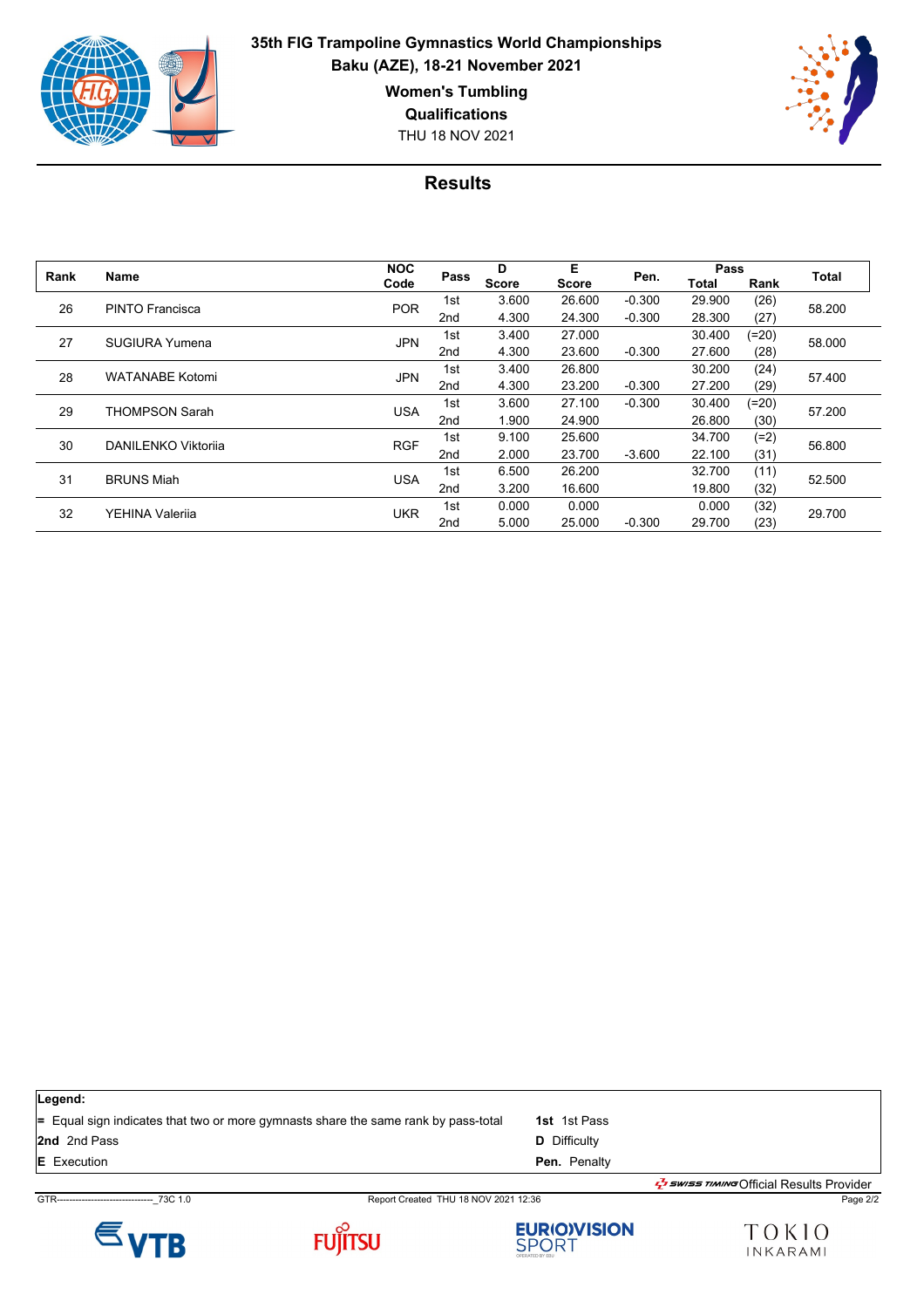# 35th FIG Trampoline Gymnastics World Championships

**Baku (AZE), 18-21 November 2021**

**Women's Tumbling**

**Qualifications**

THU 18 NOV 2021

## Results

| Rank | Name | NOC Code | Pass | D Score | E Score | Pen. | Pass Total | Pass Rank | Total |
|---|---|---|---|---|---|---|---|---|---|
| 26 | PINTO Francisca | POR | 1st | 3.600 | 26.600 | -0.300 | 29.900 | (26) | 58.200 |
| | | | 2nd | 4.300 | 24.300 | -0.300 | 28.300 | (27) | |
| 27 | SUGIURA Yumena | JPN | 1st | 3.400 | 27.000 | | 30.400 | (=20) | 58.000 |
| | | | 2nd | 4.300 | 23.600 | -0.300 | 27.600 | (28) | |
| 28 | WATANABE Kotomi | JPN | 1st | 3.400 | 26.800 | | 30.200 | (24) | 57.400 |
| | | | 2nd | 4.300 | 23.200 | -0.300 | 27.200 | (29) | |
| 29 | THOMPSON Sarah | USA | 1st | 3.600 | 27.100 | -0.300 | 30.400 | (=20) | 57.200 |
| | | | 2nd | 1.900 | 24.900 | | 26.800 | (30) | |
| 30 | DANILENKO Viktoriia | RGF | 1st | 9.100 | 25.600 | | 34.700 | (=2) | 56.800 |
| | | | 2nd | 2.000 | 23.700 | -3.600 | 22.100 | (31) | |
| 31 | BRUNS Miah | USA | 1st | 6.500 | 26.200 | | 32.700 | (11) | 52.500 |
| | | | 2nd | 3.200 | 16.600 | | 19.800 | (32) | |
| 32 | YEHINA Valeriia | UKR | 1st | 0.000 | 0.000 | | 0.000 | (32) | 29.700 |
| | | | 2nd | 5.000 | 25.000 | -0.300 | 29.700 | (23) | |

**Legend:**

- **=** Equal sign indicates that two or more gymnasts share the same rank by pass-total
- **1st** 1st Pass
- **2nd** 2nd Pass
- **D** Difficulty
- **E** Execution
- **Pen.** Penalty

SWISS TIMING Official Results Provider

GTR-------------------------------_73C 1.0 Report Created THU 18 NOV 2021 12:36